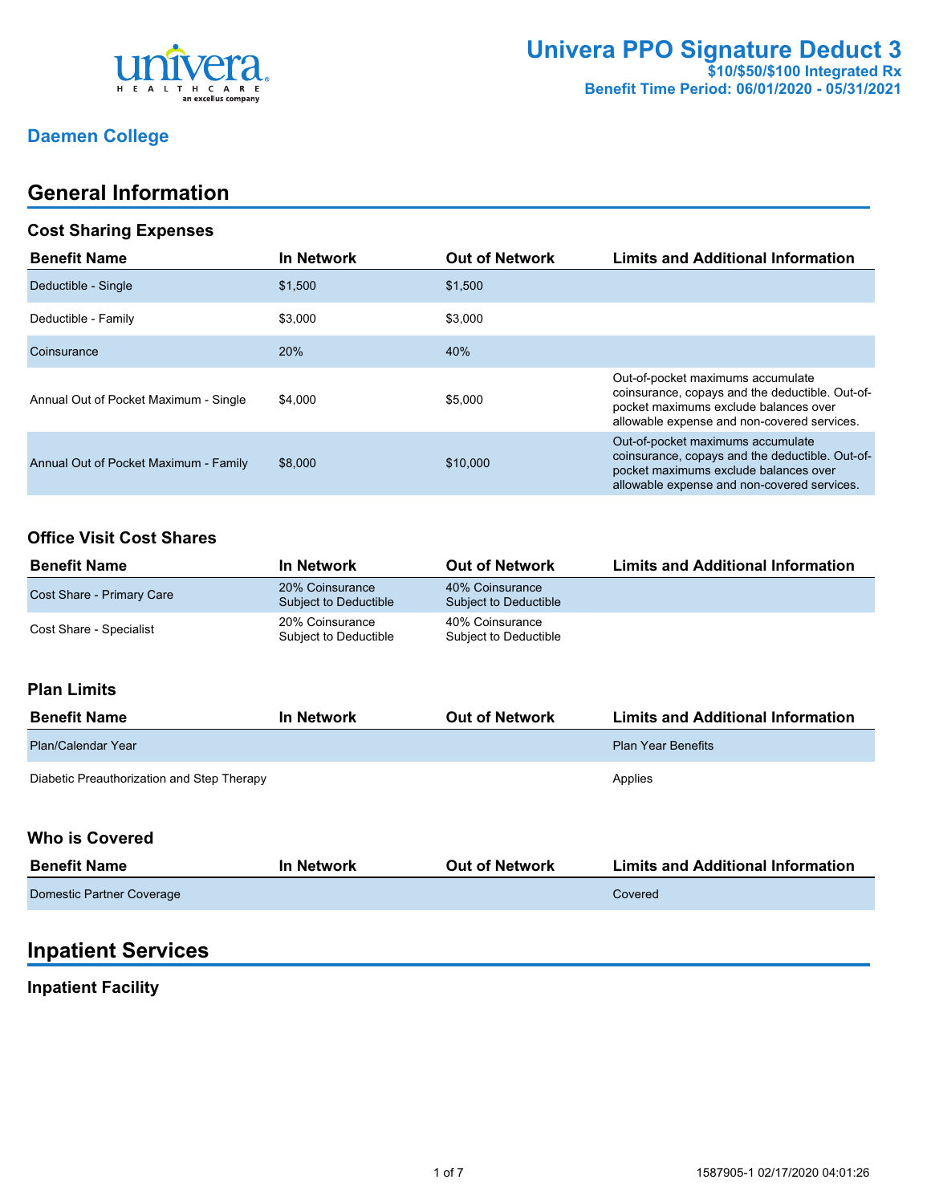# Univera PPO Signature Deduct 3

**$10/$50/$100 Integrated Rx**

**Benefit Time Period: 06/01/2020 - 05/31/2021**

## Daemen College

## General Information

### Cost Sharing Expenses

| Benefit Name | In Network | Out of Network | Limits and Additional Information |
|---|---|---|---|
| Deductible - Single | $1,500 | $1,500 | |
| Deductible - Family | $3,000 | $3,000 | |
| Coinsurance | 20% | 40% | |
| Annual Out of Pocket Maximum - Single | $4,000 | $5,000 | Out-of-pocket maximums accumulate coinsurance, copays and the deductible. Out-of-pocket maximums exclude balances over allowable expense and non-covered services. |
| Annual Out of Pocket Maximum - Family | $8,000 | $10,000 | Out-of-pocket maximums accumulate coinsurance, copays and the deductible. Out-of-pocket maximums exclude balances over allowable expense and non-covered services. |

### Office Visit Cost Shares

| Benefit Name | In Network | Out of Network | Limits and Additional Information |
|---|---|---|---|
| Cost Share - Primary Care | 20% Coinsurance Subject to Deductible | 40% Coinsurance Subject to Deductible | |
| Cost Share - Specialist | 20% Coinsurance Subject to Deductible | 40% Coinsurance Subject to Deductible | |

### Plan Limits

| Benefit Name | In Network | Out of Network | Limits and Additional Information |
|---|---|---|---|
| Plan/Calendar Year | | | Plan Year Benefits |
| Diabetic Preauthorization and Step Therapy | | | Applies |

### Who is Covered

| Benefit Name | In Network | Out of Network | Limits and Additional Information |
|---|---|---|---|
| Domestic Partner Coverage | | | Covered |

## Inpatient Services

### Inpatient Facility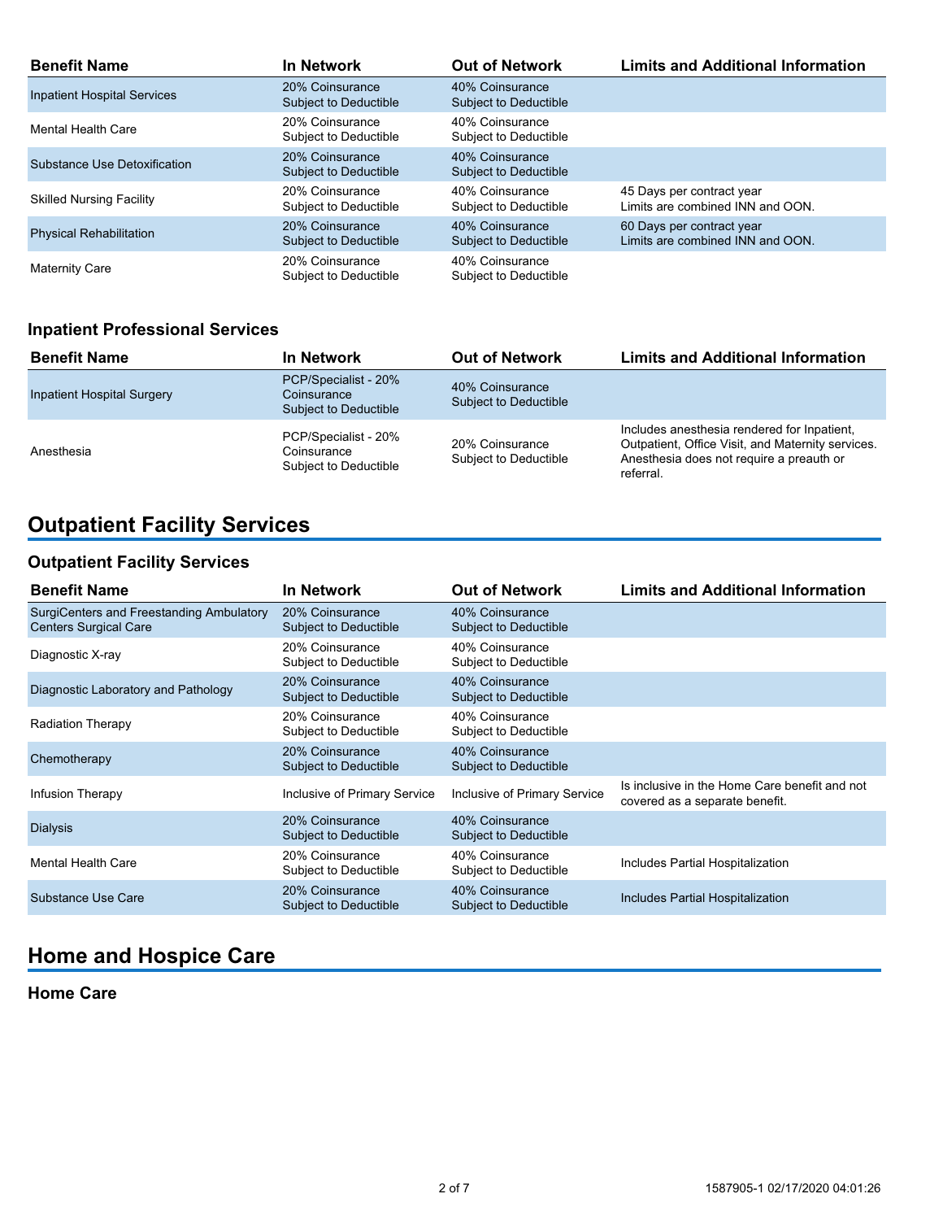| Benefit Name | In Network | Out of Network | Limits and Additional Information |
| --- | --- | --- | --- |
| Inpatient Hospital Services | 20% Coinsurance Subject to Deductible | 40% Coinsurance Subject to Deductible | |
| Mental Health Care | 20% Coinsurance Subject to Deductible | 40% Coinsurance Subject to Deductible | |
| Substance Use Detoxification | 20% Coinsurance Subject to Deductible | 40% Coinsurance Subject to Deductible | |
| Skilled Nursing Facility | 20% Coinsurance Subject to Deductible | 40% Coinsurance Subject to Deductible | 45 Days per contract year Limits are combined INN and OON. |
| Physical Rehabilitation | 20% Coinsurance Subject to Deductible | 40% Coinsurance Subject to Deductible | 60 Days per contract year Limits are combined INN and OON. |
| Maternity Care | 20% Coinsurance Subject to Deductible | 40% Coinsurance Subject to Deductible | |

### Inpatient Professional Services

| Benefit Name | In Network | Out of Network | Limits and Additional Information |
| --- | --- | --- | --- |
| Inpatient Hospital Surgery | PCP/Specialist - 20% Coinsurance Subject to Deductible | 40% Coinsurance Subject to Deductible | |
| Anesthesia | PCP/Specialist - 20% Coinsurance Subject to Deductible | 20% Coinsurance Subject to Deductible | Includes anesthesia rendered for Inpatient, Outpatient, Office Visit, and Maternity services. Anesthesia does not require a preauth or referral. |

## Outpatient Facility Services

### Outpatient Facility Services

| Benefit Name | In Network | Out of Network | Limits and Additional Information |
| --- | --- | --- | --- |
| SurgiCenters and Freestanding Ambulatory Centers Surgical Care | 20% Coinsurance Subject to Deductible | 40% Coinsurance Subject to Deductible | |
| Diagnostic X-ray | 20% Coinsurance Subject to Deductible | 40% Coinsurance Subject to Deductible | |
| Diagnostic Laboratory and Pathology | 20% Coinsurance Subject to Deductible | 40% Coinsurance Subject to Deductible | |
| Radiation Therapy | 20% Coinsurance Subject to Deductible | 40% Coinsurance Subject to Deductible | |
| Chemotherapy | 20% Coinsurance Subject to Deductible | 40% Coinsurance Subject to Deductible | |
| Infusion Therapy | Inclusive of Primary Service | Inclusive of Primary Service | Is inclusive in the Home Care benefit and not covered as a separate benefit. |
| Dialysis | 20% Coinsurance Subject to Deductible | 40% Coinsurance Subject to Deductible | |
| Mental Health Care | 20% Coinsurance Subject to Deductible | 40% Coinsurance Subject to Deductible | Includes Partial Hospitalization |
| Substance Use Care | 20% Coinsurance Subject to Deductible | 40% Coinsurance Subject to Deductible | Includes Partial Hospitalization |

## Home and Hospice Care

### Home Care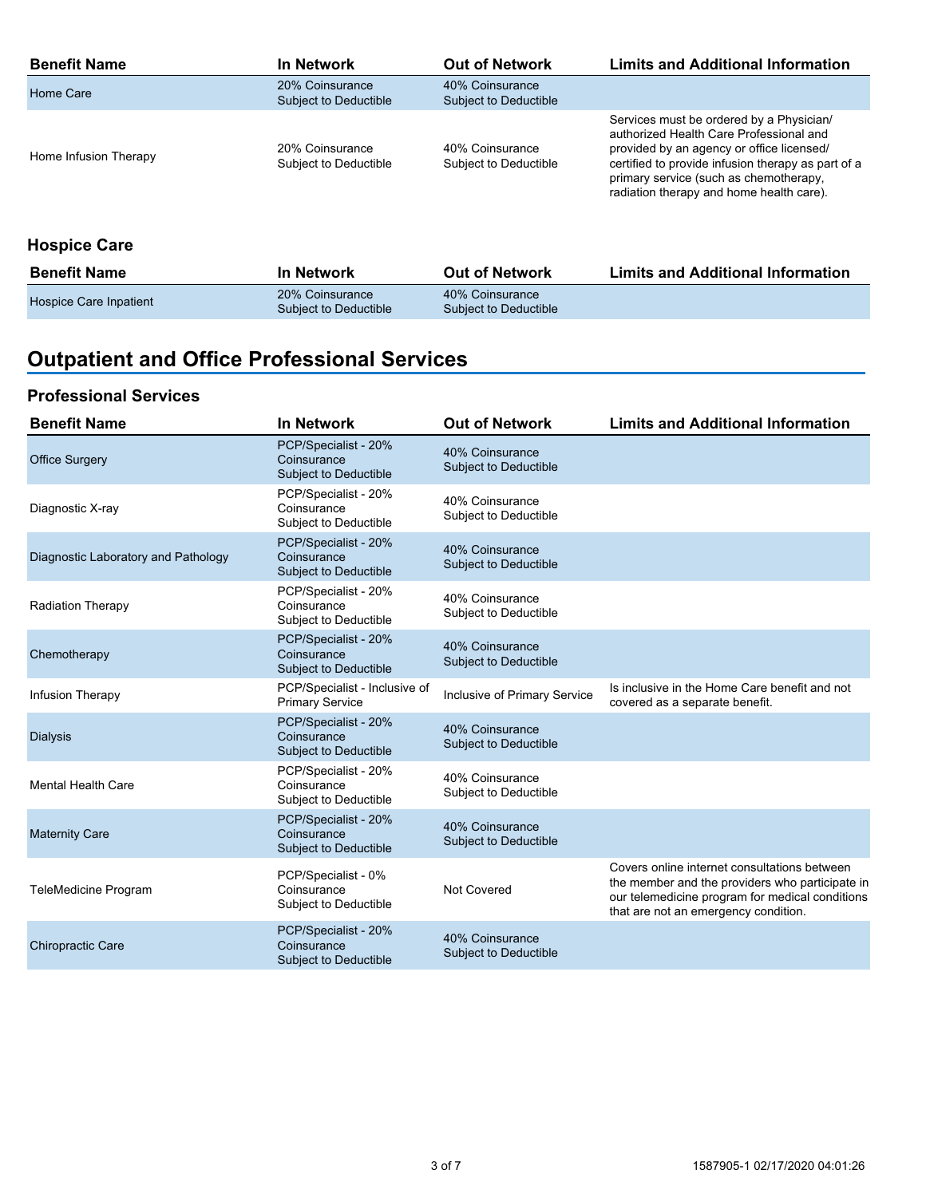| Benefit Name | In Network | Out of Network | Limits and Additional Information |
|---|---|---|---|
| Home Care | 20% Coinsurance Subject to Deductible | 40% Coinsurance Subject to Deductible | |
| Home Infusion Therapy | 20% Coinsurance Subject to Deductible | 40% Coinsurance Subject to Deductible | Services must be ordered by a Physician/ authorized Health Care Professional and provided by an agency or office licensed/ certified to provide infusion therapy as part of a primary service (such as chemotherapy, radiation therapy and home health care). |

### Hospice Care

| Benefit Name | In Network | Out of Network | Limits and Additional Information |
|---|---|---|---|
| Hospice Care Inpatient | 20% Coinsurance Subject to Deductible | 40% Coinsurance Subject to Deductible | |

## Outpatient and Office Professional Services

### Professional Services

| Benefit Name | In Network | Out of Network | Limits and Additional Information |
|---|---|---|---|
| Office Surgery | PCP/Specialist - 20% Coinsurance Subject to Deductible | 40% Coinsurance Subject to Deductible | |
| Diagnostic X-ray | PCP/Specialist - 20% Coinsurance Subject to Deductible | 40% Coinsurance Subject to Deductible | |
| Diagnostic Laboratory and Pathology | PCP/Specialist - 20% Coinsurance Subject to Deductible | 40% Coinsurance Subject to Deductible | |
| Radiation Therapy | PCP/Specialist - 20% Coinsurance Subject to Deductible | 40% Coinsurance Subject to Deductible | |
| Chemotherapy | PCP/Specialist - 20% Coinsurance Subject to Deductible | 40% Coinsurance Subject to Deductible | |
| Infusion Therapy | PCP/Specialist - Inclusive of Primary Service | Inclusive of Primary Service | Is inclusive in the Home Care benefit and not covered as a separate benefit. |
| Dialysis | PCP/Specialist - 20% Coinsurance Subject to Deductible | 40% Coinsurance Subject to Deductible | |
| Mental Health Care | PCP/Specialist - 20% Coinsurance Subject to Deductible | 40% Coinsurance Subject to Deductible | |
| Maternity Care | PCP/Specialist - 20% Coinsurance Subject to Deductible | 40% Coinsurance Subject to Deductible | |
| TeleMedicine Program | PCP/Specialist - 0% Coinsurance Subject to Deductible | Not Covered | Covers online internet consultations between the member and the providers who participate in our telemedicine program for medical conditions that are not an emergency condition. |
| Chiropractic Care | PCP/Specialist - 20% Coinsurance Subject to Deductible | 40% Coinsurance Subject to Deductible | |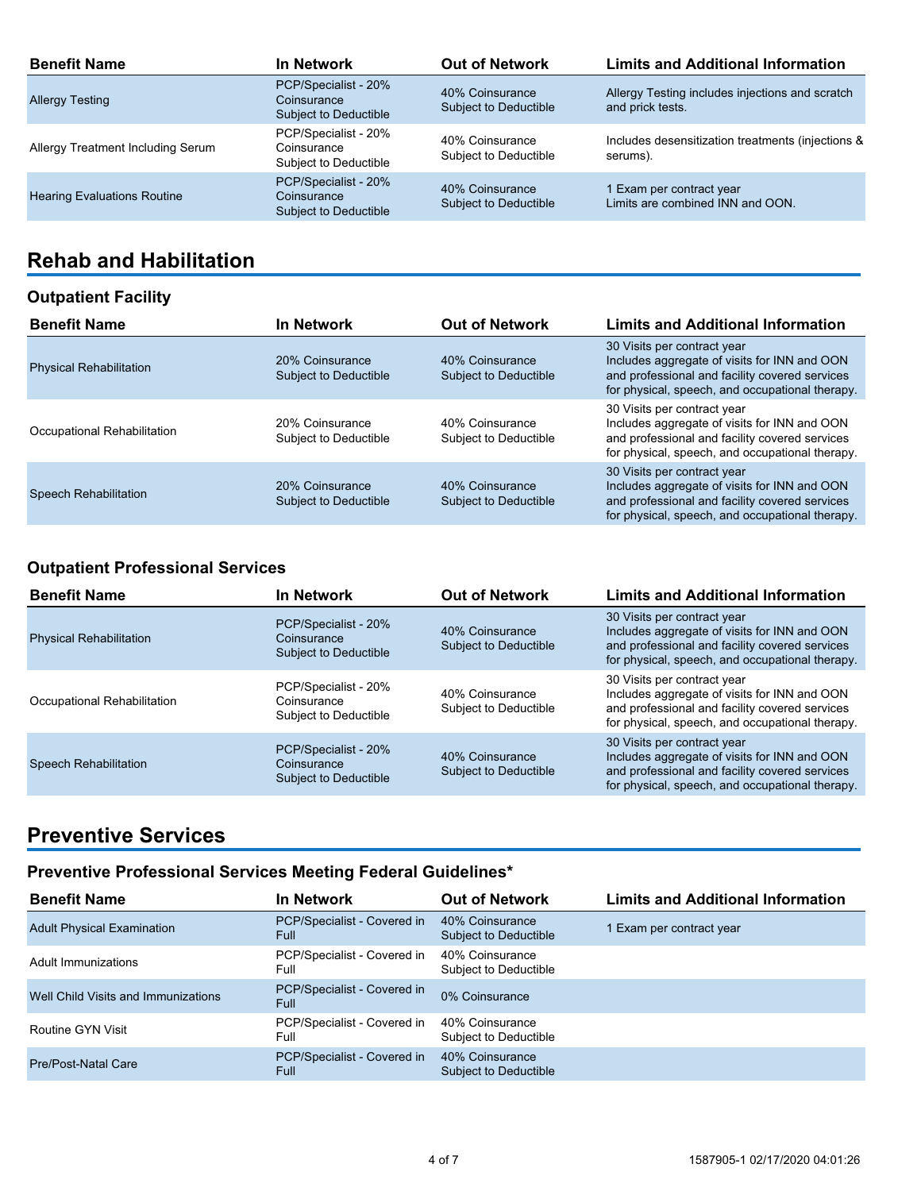| Benefit Name | In Network | Out of Network | Limits and Additional Information |
| --- | --- | --- | --- |
| Allergy Testing | PCP/Specialist - 20% Coinsurance Subject to Deductible | 40% Coinsurance Subject to Deductible | Allergy Testing includes injections and scratch and prick tests. |
| Allergy Treatment Including Serum | PCP/Specialist - 20% Coinsurance Subject to Deductible | 40% Coinsurance Subject to Deductible | Includes desensitization treatments (injections & serums). |
| Hearing Evaluations Routine | PCP/Specialist - 20% Coinsurance Subject to Deductible | 40% Coinsurance Subject to Deductible | 1 Exam per contract year Limits are combined INN and OON. |

## Rehab and Habilitation

### Outpatient Facility

| Benefit Name | In Network | Out of Network | Limits and Additional Information |
| --- | --- | --- | --- |
| Physical Rehabilitation | 20% Coinsurance Subject to Deductible | 40% Coinsurance Subject to Deductible | 30 Visits per contract year Includes aggregate of visits for INN and OON and professional and facility covered services for physical, speech, and occupational therapy. |
| Occupational Rehabilitation | 20% Coinsurance Subject to Deductible | 40% Coinsurance Subject to Deductible | 30 Visits per contract year Includes aggregate of visits for INN and OON and professional and facility covered services for physical, speech, and occupational therapy. |
| Speech Rehabilitation | 20% Coinsurance Subject to Deductible | 40% Coinsurance Subject to Deductible | 30 Visits per contract year Includes aggregate of visits for INN and OON and professional and facility covered services for physical, speech, and occupational therapy. |

### Outpatient Professional Services

| Benefit Name | In Network | Out of Network | Limits and Additional Information |
| --- | --- | --- | --- |
| Physical Rehabilitation | PCP/Specialist - 20% Coinsurance Subject to Deductible | 40% Coinsurance Subject to Deductible | 30 Visits per contract year Includes aggregate of visits for INN and OON and professional and facility covered services for physical, speech, and occupational therapy. |
| Occupational Rehabilitation | PCP/Specialist - 20% Coinsurance Subject to Deductible | 40% Coinsurance Subject to Deductible | 30 Visits per contract year Includes aggregate of visits for INN and OON and professional and facility covered services for physical, speech, and occupational therapy. |
| Speech Rehabilitation | PCP/Specialist - 20% Coinsurance Subject to Deductible | 40% Coinsurance Subject to Deductible | 30 Visits per contract year Includes aggregate of visits for INN and OON and professional and facility covered services for physical, speech, and occupational therapy. |

## Preventive Services

### Preventive Professional Services Meeting Federal Guidelines*

| Benefit Name | In Network | Out of Network | Limits and Additional Information |
| --- | --- | --- | --- |
| Adult Physical Examination | PCP/Specialist - Covered in Full | 40% Coinsurance Subject to Deductible | 1 Exam per contract year |
| Adult Immunizations | PCP/Specialist - Covered in Full | 40% Coinsurance Subject to Deductible | |
| Well Child Visits and Immunizations | PCP/Specialist - Covered in Full | 0% Coinsurance | |
| Routine GYN Visit | PCP/Specialist - Covered in Full | 40% Coinsurance Subject to Deductible | |
| Pre/Post-Natal Care | PCP/Specialist - Covered in Full | 40% Coinsurance Subject to Deductible | |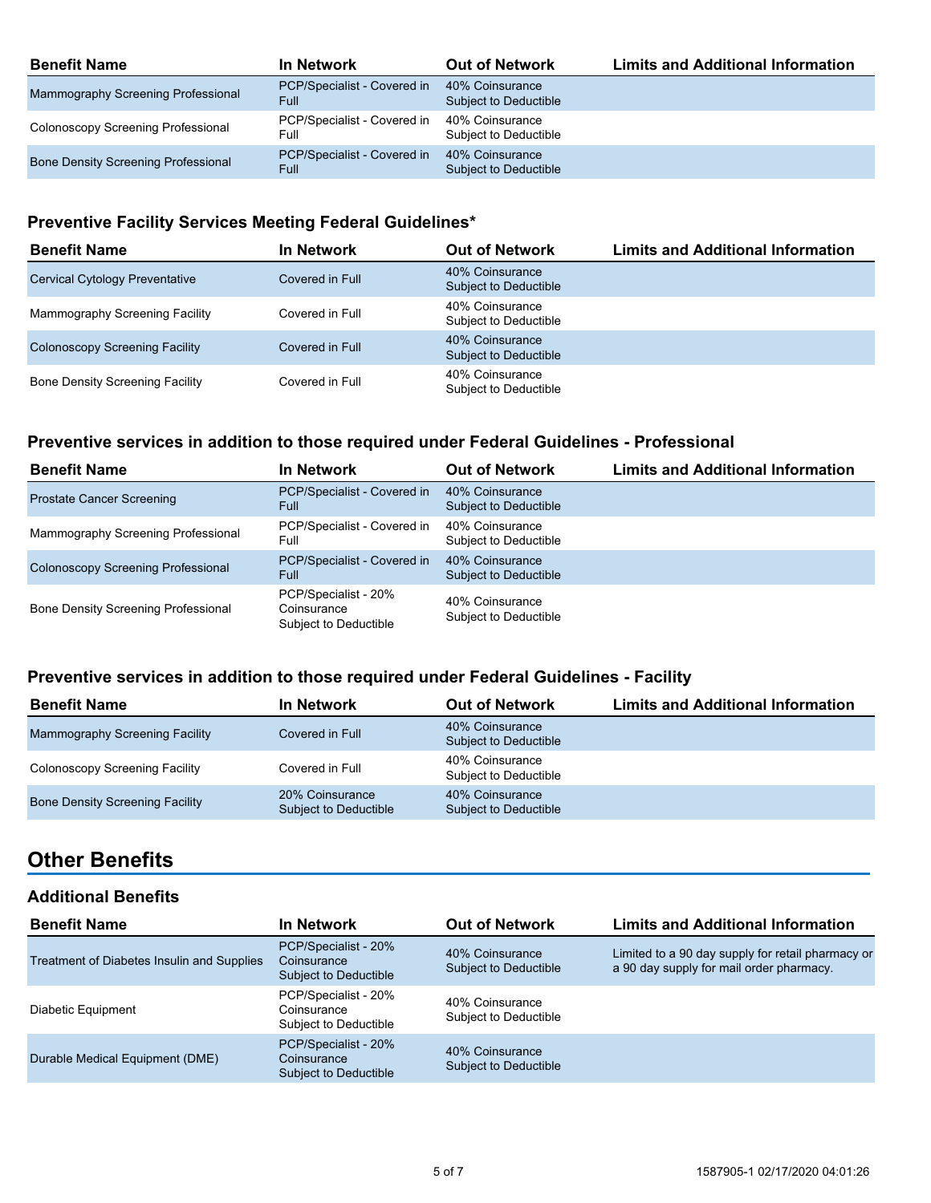| Benefit Name | In Network | Out of Network | Limits and Additional Information |
|---|---|---|---|
| Mammography Screening Professional | PCP/Specialist - Covered in Full | 40% Coinsurance Subject to Deductible | |
| Colonoscopy Screening Professional | PCP/Specialist - Covered in Full | 40% Coinsurance Subject to Deductible | |
| Bone Density Screening Professional | PCP/Specialist - Covered in Full | 40% Coinsurance Subject to Deductible | |

### Preventive Facility Services Meeting Federal Guidelines*

| Benefit Name | In Network | Out of Network | Limits and Additional Information |
|---|---|---|---|
| Cervical Cytology Preventative | Covered in Full | 40% Coinsurance Subject to Deductible | |
| Mammography Screening Facility | Covered in Full | 40% Coinsurance Subject to Deductible | |
| Colonoscopy Screening Facility | Covered in Full | 40% Coinsurance Subject to Deductible | |
| Bone Density Screening Facility | Covered in Full | 40% Coinsurance Subject to Deductible | |

### Preventive services in addition to those required under Federal Guidelines - Professional

| Benefit Name | In Network | Out of Network | Limits and Additional Information |
|---|---|---|---|
| Prostate Cancer Screening | PCP/Specialist - Covered in Full | 40% Coinsurance Subject to Deductible | |
| Mammography Screening Professional | PCP/Specialist - Covered in Full | 40% Coinsurance Subject to Deductible | |
| Colonoscopy Screening Professional | PCP/Specialist - Covered in Full | 40% Coinsurance Subject to Deductible | |
| Bone Density Screening Professional | PCP/Specialist - 20% Coinsurance Subject to Deductible | 40% Coinsurance Subject to Deductible | |

### Preventive services in addition to those required under Federal Guidelines - Facility

| Benefit Name | In Network | Out of Network | Limits and Additional Information |
|---|---|---|---|
| Mammography Screening Facility | Covered in Full | 40% Coinsurance Subject to Deductible | |
| Colonoscopy Screening Facility | Covered in Full | 40% Coinsurance Subject to Deductible | |
| Bone Density Screening Facility | 20% Coinsurance Subject to Deductible | 40% Coinsurance Subject to Deductible | |

## Other Benefits

### Additional Benefits

| Benefit Name | In Network | Out of Network | Limits and Additional Information |
|---|---|---|---|
| Treatment of Diabetes Insulin and Supplies | PCP/Specialist - 20% Coinsurance Subject to Deductible | 40% Coinsurance Subject to Deductible | Limited to a 90 day supply for retail pharmacy or a 90 day supply for mail order pharmacy. |
| Diabetic Equipment | PCP/Specialist - 20% Coinsurance Subject to Deductible | 40% Coinsurance Subject to Deductible | |
| Durable Medical Equipment (DME) | PCP/Specialist - 20% Coinsurance Subject to Deductible | 40% Coinsurance Subject to Deductible | |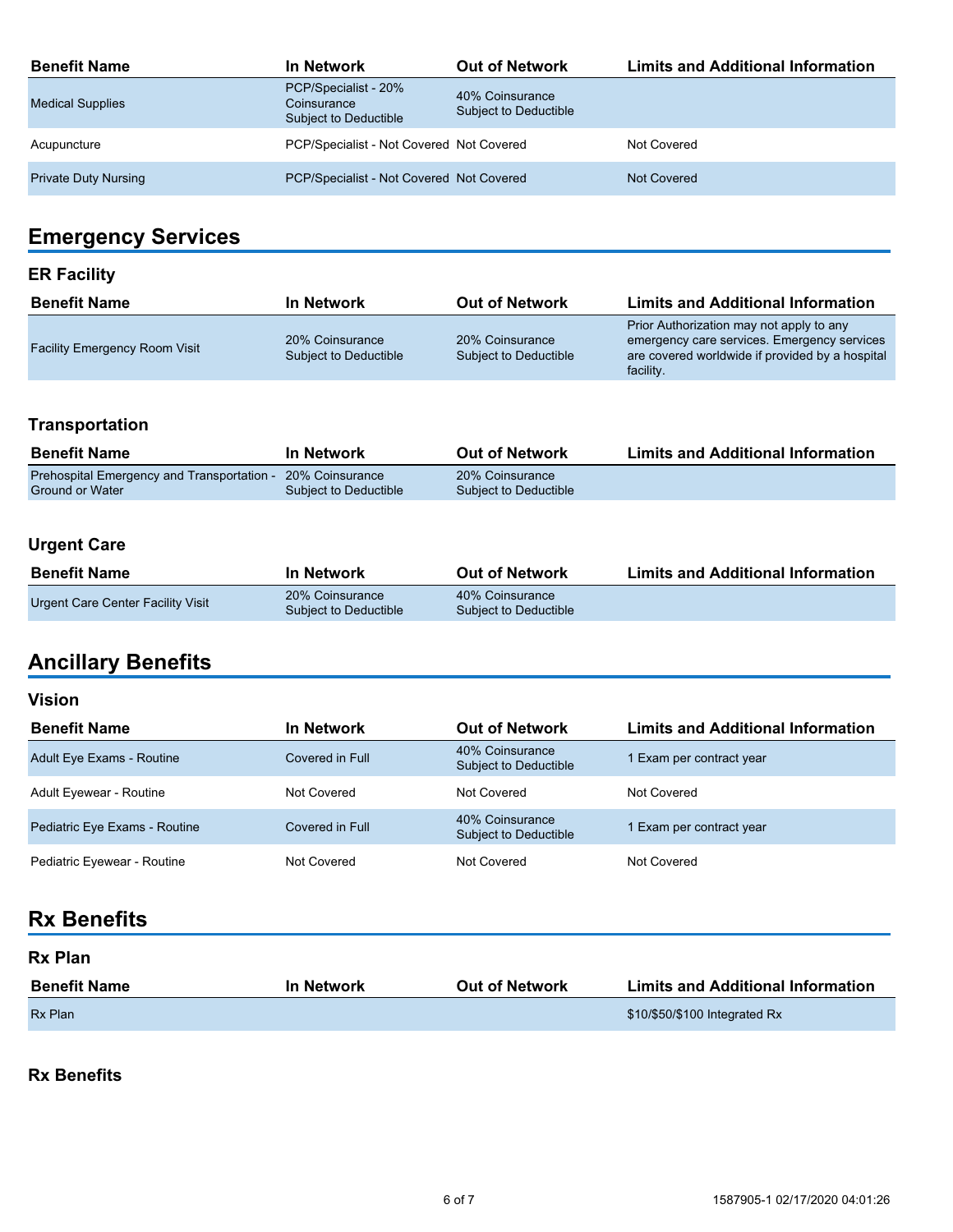| Benefit Name | In Network | Out of Network | Limits and Additional Information |
|---|---|---|---|
| Medical Supplies | PCP/Specialist - 20% Coinsurance Subject to Deductible | 40% Coinsurance Subject to Deductible | |
| Acupuncture | PCP/Specialist - Not Covered | Not Covered | Not Covered |
| Private Duty Nursing | PCP/Specialist - Not Covered | Not Covered | Not Covered |

## Emergency Services

### ER Facility

| Benefit Name | In Network | Out of Network | Limits and Additional Information |
|---|---|---|---|
| Facility Emergency Room Visit | 20% Coinsurance Subject to Deductible | 20% Coinsurance Subject to Deductible | Prior Authorization may not apply to any emergency care services. Emergency services are covered worldwide if provided by a hospital facility. |

### Transportation

| Benefit Name | In Network | Out of Network | Limits and Additional Information |
|---|---|---|---|
| Prehospital Emergency and Transportation - Ground or Water | 20% Coinsurance Subject to Deductible | 20% Coinsurance Subject to Deductible | |

### Urgent Care

| Benefit Name | In Network | Out of Network | Limits and Additional Information |
|---|---|---|---|
| Urgent Care Center Facility Visit | 20% Coinsurance Subject to Deductible | 40% Coinsurance Subject to Deductible | |

## Ancillary Benefits

### Vision

| Benefit Name | In Network | Out of Network | Limits and Additional Information |
|---|---|---|---|
| Adult Eye Exams - Routine | Covered in Full | 40% Coinsurance Subject to Deductible | 1 Exam per contract year |
| Adult Eyewear - Routine | Not Covered | Not Covered | Not Covered |
| Pediatric Eye Exams - Routine | Covered in Full | 40% Coinsurance Subject to Deductible | 1 Exam per contract year |
| Pediatric Eyewear - Routine | Not Covered | Not Covered | Not Covered |

## Rx Benefits

### Rx Plan

| Benefit Name | In Network | Out of Network | Limits and Additional Information |
|---|---|---|---|
| Rx Plan | | | $10/$50/$100 Integrated Rx |

### Rx Benefits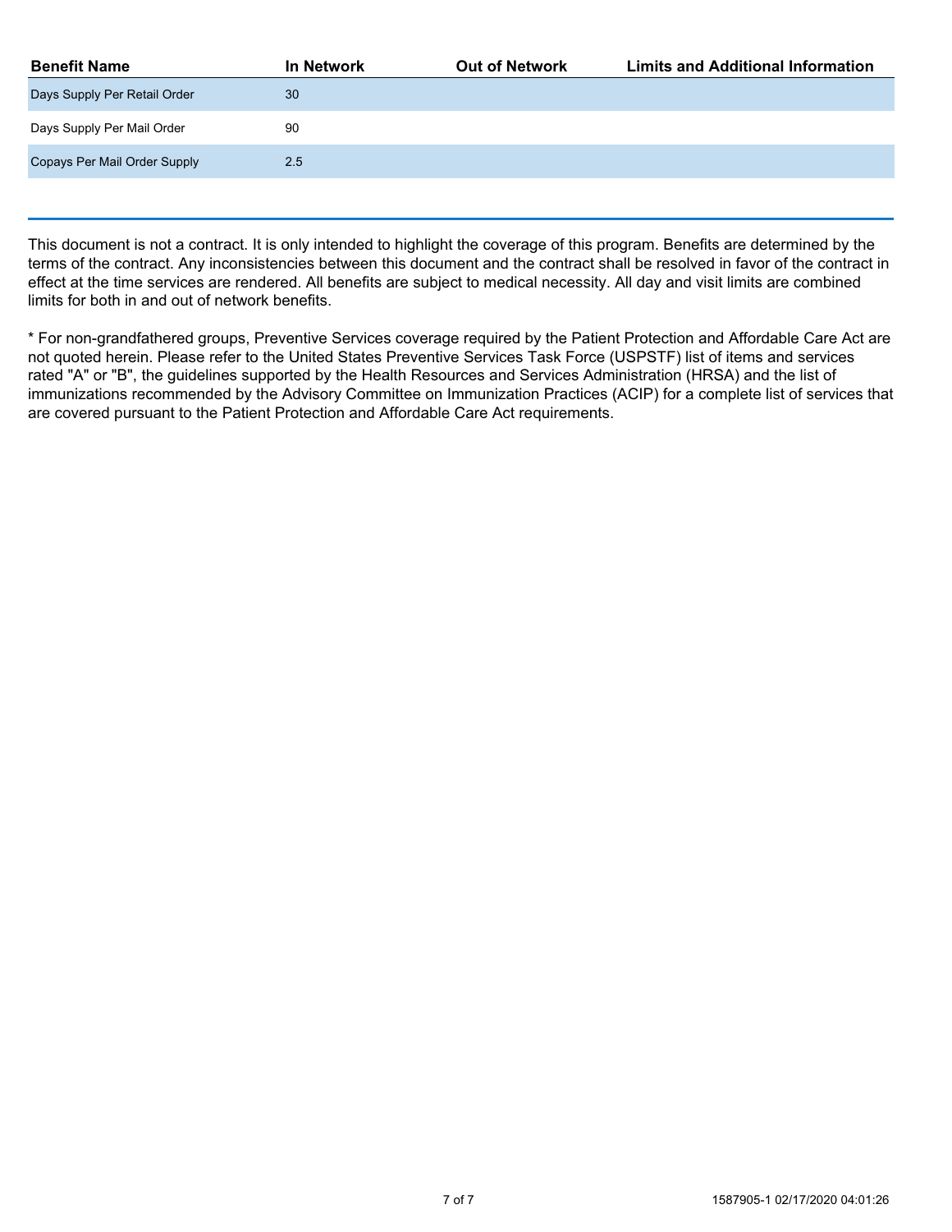| Benefit Name | In Network | Out of Network | Limits and Additional Information |
| --- | --- | --- | --- |
| Days Supply Per Retail Order | 30 | | |
| Days Supply Per Mail Order | 90 | | |
| Copays Per Mail Order Supply | 2.5 | | |

This document is not a contract. It is only intended to highlight the coverage of this program. Benefits are determined by the terms of the contract. Any inconsistencies between this document and the contract shall be resolved in favor of the contract in effect at the time services are rendered. All benefits are subject to medical necessity. All day and visit limits are combined limits for both in and out of network benefits.

* For non-grandfathered groups, Preventive Services coverage required by the Patient Protection and Affordable Care Act are not quoted herein. Please refer to the United States Preventive Services Task Force (USPSTF) list of items and services rated "A" or "B", the guidelines supported by the Health Resources and Services Administration (HRSA) and the list of immunizations recommended by the Advisory Committee on Immunization Practices (ACIP) for a complete list of services that are covered pursuant to the Patient Protection and Affordable Care Act requirements.

1587905-1 02/17/2020 04:01:26